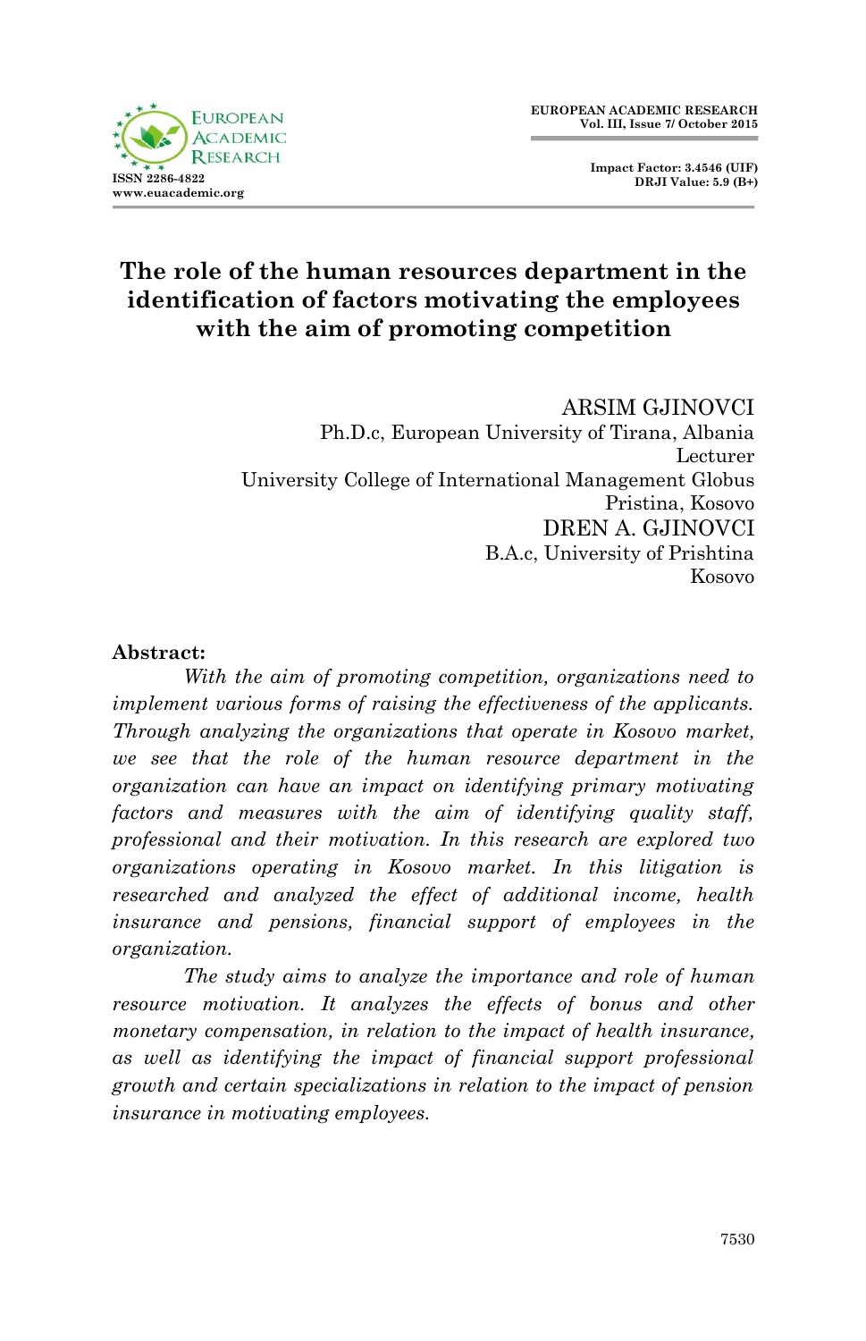# The role of the human resources department in the identification of factors motivating the employees with the aim of promoting competition

ARSIM GJINOVCI
Ph.D.c, European University of Tirana, Albania
Lecturer
University College of International Management Globus
Pristina, Kosovo

DREN A. GJINOVCI
B.A.c, University of Prishtina
Kosovo

**Abstract:**

*With the aim of promoting competition, organizations need to implement various forms of raising the effectiveness of the applicants. Through analyzing the organizations that operate in Kosovo market, we see that the role of the human resource department in the organization can have an impact on identifying primary motivating factors and measures with the aim of identifying quality staff, professional and their motivation. In this research are explored two organizations operating in Kosovo market. In this litigation is researched and analyzed the effect of additional income, health insurance and pensions, financial support of employees in the organization.*

*The study aims to analyze the importance and role of human resource motivation. It analyzes the effects of bonus and other monetary compensation, in relation to the impact of health insurance, as well as identifying the impact of financial support professional growth and certain specializations in relation to the impact of pension insurance in motivating employees.*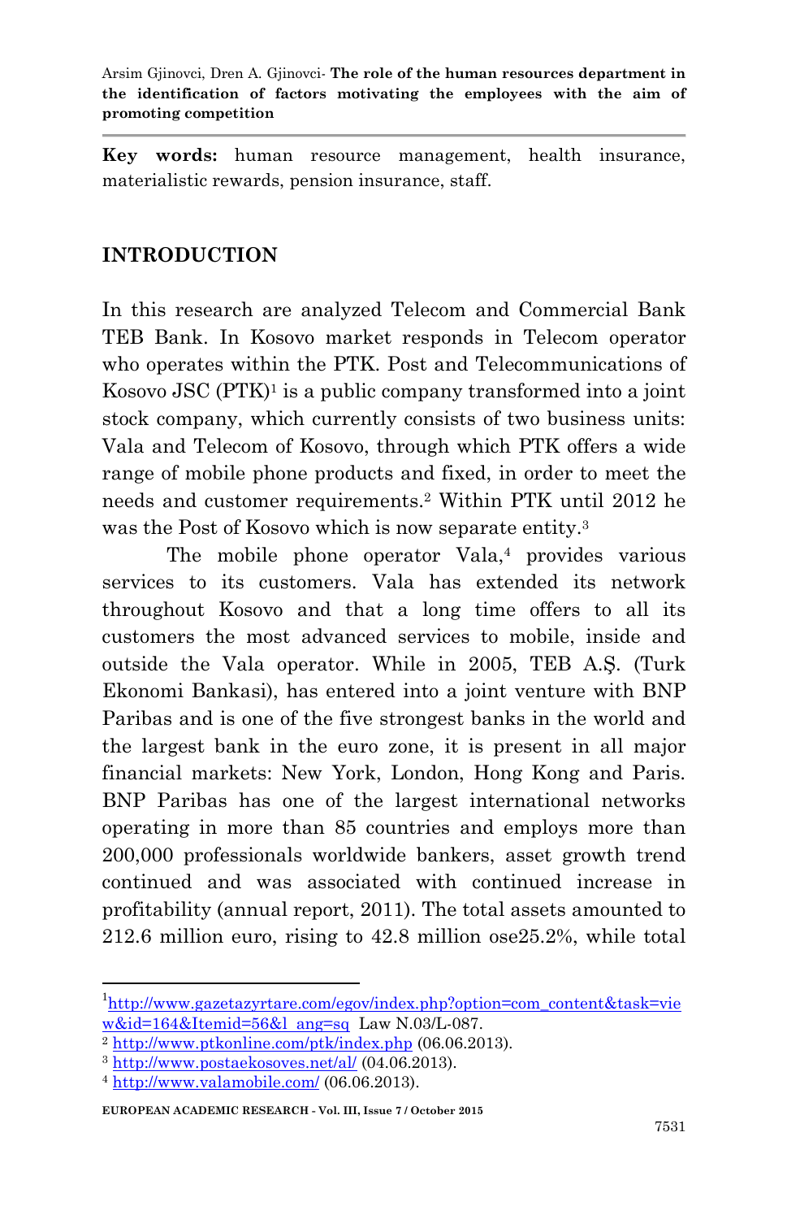**Key words:** human resource management, health insurance, materialistic rewards, pension insurance, staff.

## INTRODUCTION

In this research are analyzed Telecom and Commercial Bank TEB Bank. In Kosovo market responds in Telecom operator who operates within the PTK. Post and Telecommunications of Kosovo JSC (PTK)[1] is a public company transformed into a joint stock company, which currently consists of two business units: Vala and Telecom of Kosovo, through which PTK offers a wide range of mobile phone products and fixed, in order to meet the needs and customer requirements.[2] Within PTK until 2012 he was the Post of Kosovo which is now separate entity.[3]

The mobile phone operator Vala,[4] provides various services to its customers. Vala has extended its network throughout Kosovo and that a long time offers to all its customers the most advanced services to mobile, inside and outside the Vala operator. While in 2005, TEB A.Ş. (Turk Ekonomi Bankasi), has entered into a joint venture with BNP Paribas and is one of the five strongest banks in the world and the largest bank in the euro zone, it is present in all major financial markets: New York, London, Hong Kong and Paris. BNP Paribas has one of the largest international networks operating in more than 85 countries and employs more than 200,000 professionals worldwide bankers, asset growth trend continued and was associated with continued increase in profitability (annual report, 2011). The total assets amounted to 212.6 million euro, rising to 42.8 million ose25.2%, while total

---

[1] http://www.gazetazyrtare.com/egov/index.php?option=com_content&task=view&id=164&Itemid=56&l ang=sq Law N.03/L-087.

[2] http://www.ptkonline.com/ptk/index.php (06.06.2013).

[3] http://www.postaekosoves.net/al/ (04.06.2013).

[4] http://www.valamobile.com/ (06.06.2013).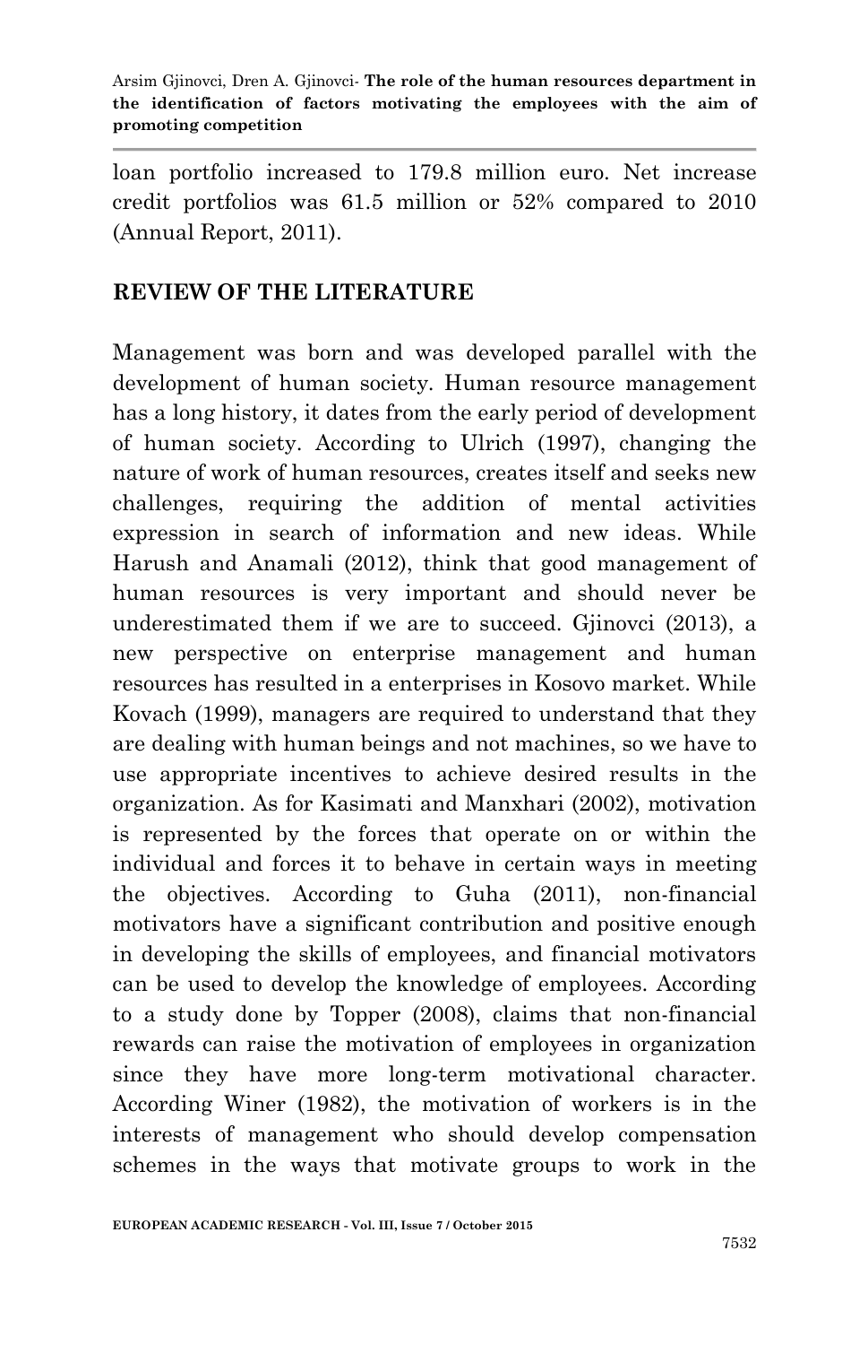loan portfolio increased to 179.8 million euro. Net increase credit portfolios was 61.5 million or 52% compared to 2010 (Annual Report, 2011).

## REVIEW OF THE LITERATURE

Management was born and was developed parallel with the development of human society. Human resource management has a long history, it dates from the early period of development of human society. According to Ulrich (1997), changing the nature of work of human resources, creates itself and seeks new challenges, requiring the addition of mental activities expression in search of information and new ideas. While Harush and Anamali (2012), think that good management of human resources is very important and should never be underestimated them if we are to succeed. Gjinovci (2013), a new perspective on enterprise management and human resources has resulted in a enterprises in Kosovo market. While Kovach (1999), managers are required to understand that they are dealing with human beings and not machines, so we have to use appropriate incentives to achieve desired results in the organization. As for Kasimati and Manxhari (2002), motivation is represented by the forces that operate on or within the individual and forces it to behave in certain ways in meeting the objectives. According to Guha (2011), non-financial motivators have a significant contribution and positive enough in developing the skills of employees, and financial motivators can be used to develop the knowledge of employees. According to a study done by Topper (2008), claims that non-financial rewards can raise the motivation of employees in organization since they have more long-term motivational character. According Winer (1982), the motivation of workers is in the interests of management who should develop compensation schemes in the ways that motivate groups to work in the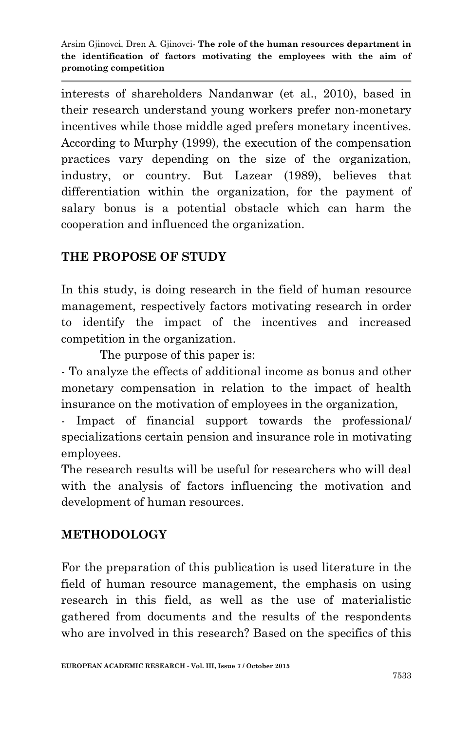interests of shareholders Nandanwar (et al., 2010), based in their research understand young workers prefer non-monetary incentives while those middle aged prefers monetary incentives. According to Murphy (1999), the execution of the compensation practices vary depending on the size of the organization, industry, or country. But Lazear (1989), believes that differentiation within the organization, for the payment of salary bonus is a potential obstacle which can harm the cooperation and influenced the organization.

## THE PROPOSE OF STUDY

In this study, is doing research in the field of human resource management, respectively factors motivating research in order to identify the impact of the incentives and increased competition in the organization.

The purpose of this paper is:

- To analyze the effects of additional income as bonus and other monetary compensation in relation to the impact of health insurance on the motivation of employees in the organization,
- Impact of financial support towards the professional/ specializations certain pension and insurance role in motivating employees.

The research results will be useful for researchers who will deal with the analysis of factors influencing the motivation and development of human resources.

## METHODOLOGY

For the preparation of this publication is used literature in the field of human resource management, the emphasis on using research in this field, as well as the use of materialistic gathered from documents and the results of the respondents who are involved in this research? Based on the specifics of this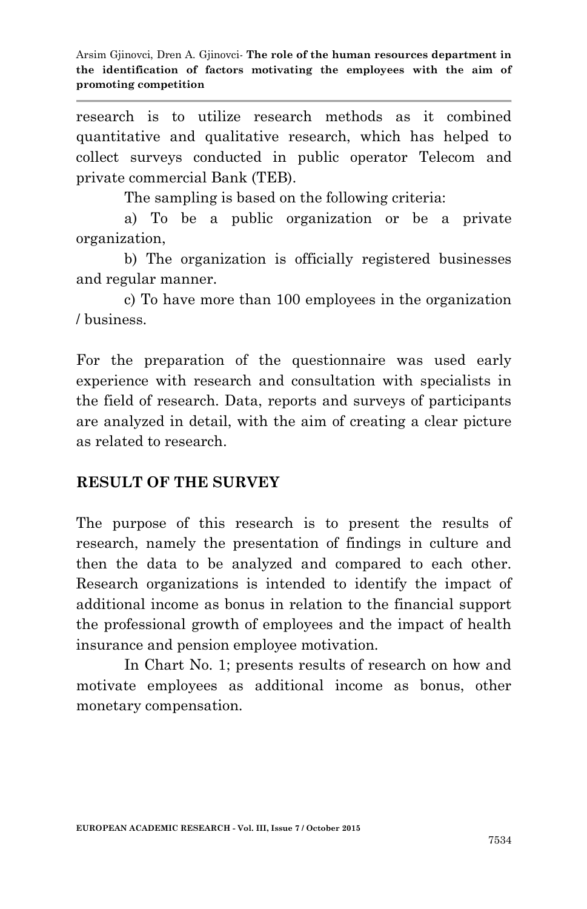research is to utilize research methods as it combined quantitative and qualitative research, which has helped to collect surveys conducted in public operator Telecom and private commercial Bank (TEB).

The sampling is based on the following criteria:

a) To be a public organization or be a private organization,

b) The organization is officially registered businesses and regular manner.

c) To have more than 100 employees in the organization / business.

For the preparation of the questionnaire was used early experience with research and consultation with specialists in the field of research. Data, reports and surveys of participants are analyzed in detail, with the aim of creating a clear picture as related to research.

## RESULT OF THE SURVEY

The purpose of this research is to present the results of research, namely the presentation of findings in culture and then the data to be analyzed and compared to each other. Research organizations is intended to identify the impact of additional income as bonus in relation to the financial support the professional growth of employees and the impact of health insurance and pension employee motivation.

In Chart No. 1; presents results of research on how and motivate employees as additional income as bonus, other monetary compensation.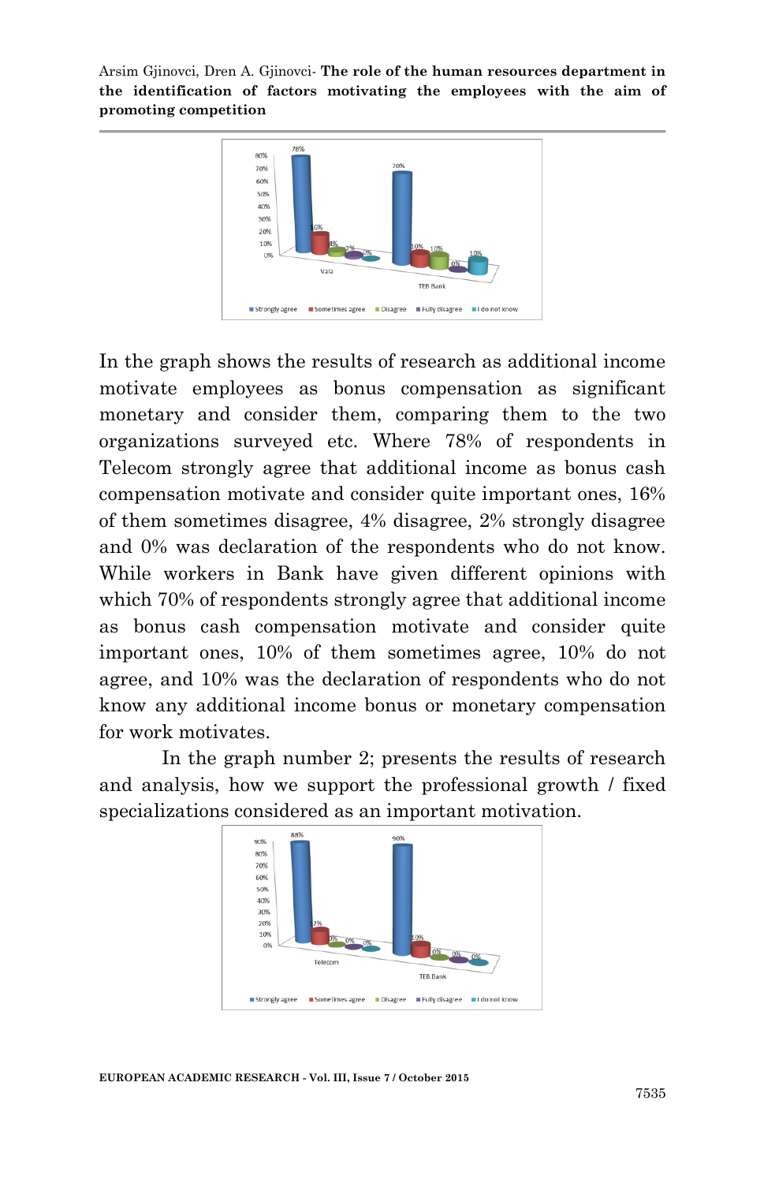In the graph shows the results of research as additional income motivate employees as bonus compensation as significant monetary and consider them, comparing them to the two organizations surveyed etc. Where 78% of respondents in Telecom strongly agree that additional income as bonus cash compensation motivate and consider quite important ones, 16% of them sometimes disagree, 4% disagree, 2% strongly disagree and 0% was declaration of the respondents who do not know. While workers in Bank have given different opinions with which 70% of respondents strongly agree that additional income as bonus cash compensation motivate and consider quite important ones, 10% of them sometimes agree, 10% do not agree, and 10% was the declaration of respondents who do not know any additional income bonus or monetary compensation for work motivates.

In the graph number 2; presents the results of research and analysis, how we support the professional growth / fixed specializations considered as an important motivation.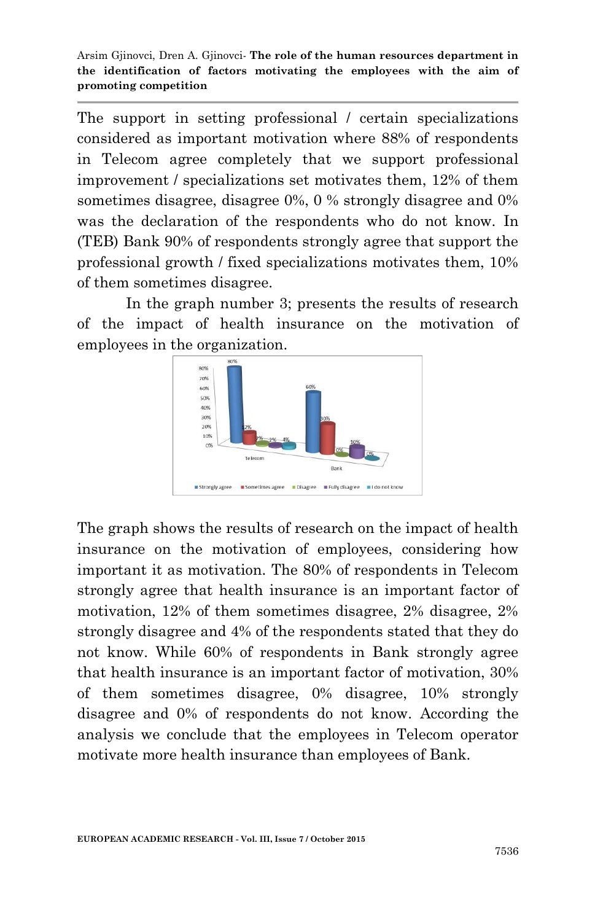The support in setting professional / certain specializations considered as important motivation where 88% of respondents in Telecom agree completely that we support professional improvement / specializations set motivates them, 12% of them sometimes disagree, disagree 0%, 0 % strongly disagree and 0% was the declaration of the respondents who do not know. In (TEB) Bank 90% of respondents strongly agree that support the professional growth / fixed specializations motivates them, 10% of them sometimes disagree.

In the graph number 3; presents the results of research of the impact of health insurance on the motivation of employees in the organization.

The graph shows the results of research on the impact of health insurance on the motivation of employees, considering how important it as motivation. The 80% of respondents in Telecom strongly agree that health insurance is an important factor of motivation, 12% of them sometimes disagree, 2% disagree, 2% strongly disagree and 4% of the respondents stated that they do not know. While 60% of respondents in Bank strongly agree that health insurance is an important factor of motivation, 30% of them sometimes disagree, 0% disagree, 10% strongly disagree and 0% of respondents do not know. According the analysis we conclude that the employees in Telecom operator motivate more health insurance than employees of Bank.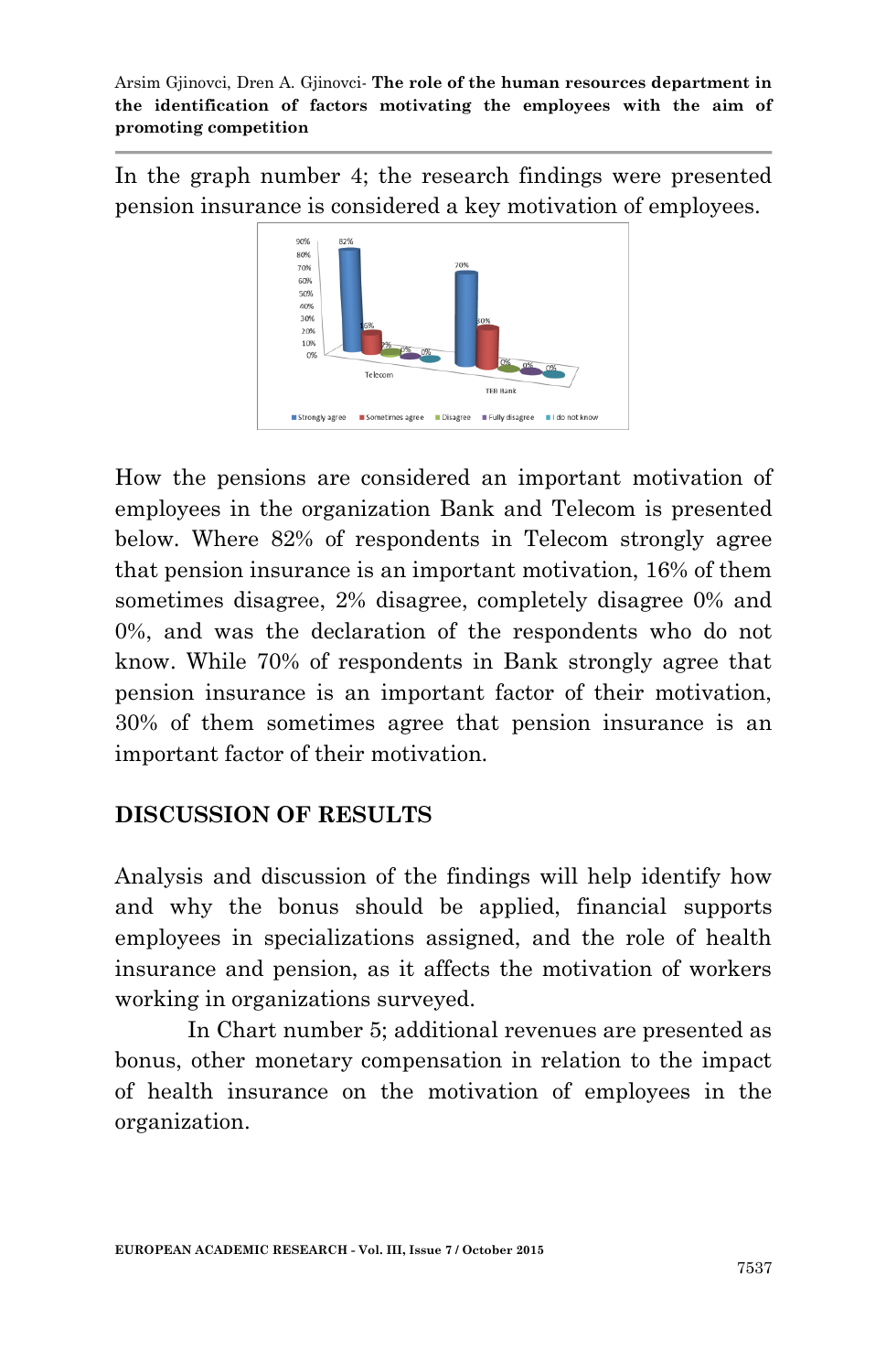In the graph number 4; the research findings were presented pension insurance is considered a key motivation of employees.

How the pensions are considered an important motivation of employees in the organization Bank and Telecom is presented below. Where 82% of respondents in Telecom strongly agree that pension insurance is an important motivation, 16% of them sometimes disagree, 2% disagree, completely disagree 0% and 0%, and was the declaration of the respondents who do not know. While 70% of respondents in Bank strongly agree that pension insurance is an important factor of their motivation, 30% of them sometimes agree that pension insurance is an important factor of their motivation.

## DISCUSSION OF RESULTS

Analysis and discussion of the findings will help identify how and why the bonus should be applied, financial supports employees in specializations assigned, and the role of health insurance and pension, as it affects the motivation of workers working in organizations surveyed.

In Chart number 5; additional revenues are presented as bonus, other monetary compensation in relation to the impact of health insurance on the motivation of employees in the organization.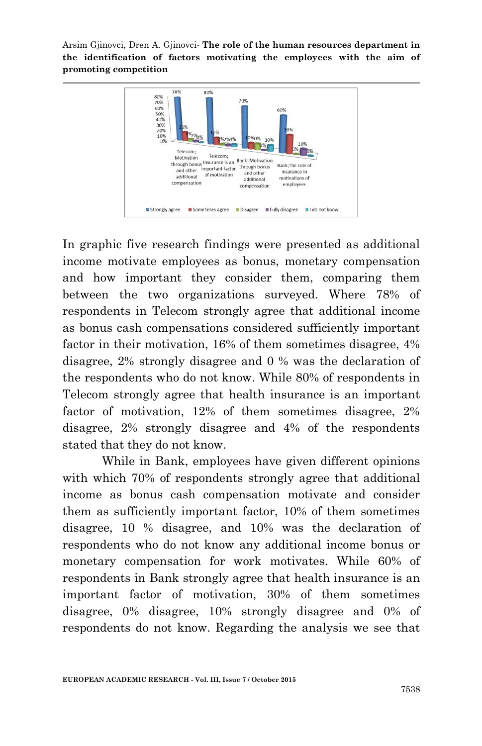In graphic five research findings were presented as additional income motivate employees as bonus, monetary compensation and how important they consider them, comparing them between the two organizations surveyed. Where 78% of respondents in Telecom strongly agree that additional income as bonus cash compensations considered sufficiently important factor in their motivation, 16% of them sometimes disagree, 4% disagree, 2% strongly disagree and 0 % was the declaration of the respondents who do not know. While 80% of respondents in Telecom strongly agree that health insurance is an important factor of motivation, 12% of them sometimes disagree, 2% disagree, 2% strongly disagree and 4% of the respondents stated that they do not know.

While in Bank, employees have given different opinions with which 70% of respondents strongly agree that additional income as bonus cash compensation motivate and consider them as sufficiently important factor, 10% of them sometimes disagree, 10 % disagree, and 10% was the declaration of respondents who do not know any additional income bonus or monetary compensation for work motivates. While 60% of respondents in Bank strongly agree that health insurance is an important factor of motivation, 30% of them sometimes disagree, 0% disagree, 10% strongly disagree and 0% of respondents do not know. Regarding the analysis we see that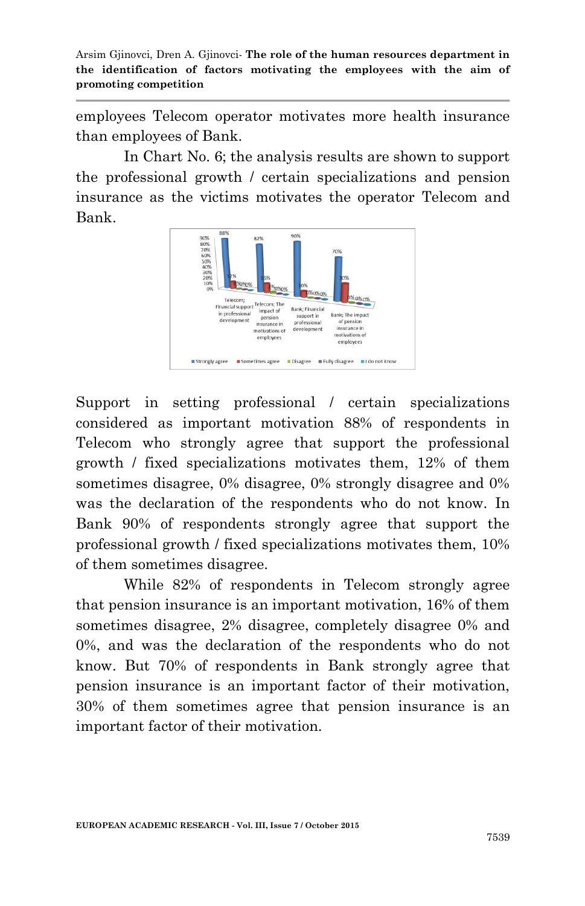employees Telecom operator motivates more health insurance than employees of Bank.

In Chart No. 6; the analysis results are shown to support the professional growth / certain specializations and pension insurance as the victims motivates the operator Telecom and Bank.

Support in setting professional / certain specializations considered as important motivation 88% of respondents in Telecom who strongly agree that support the professional growth / fixed specializations motivates them, 12% of them sometimes disagree, 0% disagree, 0% strongly disagree and 0% was the declaration of the respondents who do not know. In Bank 90% of respondents strongly agree that support the professional growth / fixed specializations motivates them, 10% of them sometimes disagree.

While 82% of respondents in Telecom strongly agree that pension insurance is an important motivation, 16% of them sometimes disagree, 2% disagree, completely disagree 0% and 0%, and was the declaration of the respondents who do not know. But 70% of respondents in Bank strongly agree that pension insurance is an important factor of their motivation, 30% of them sometimes agree that pension insurance is an important factor of their motivation.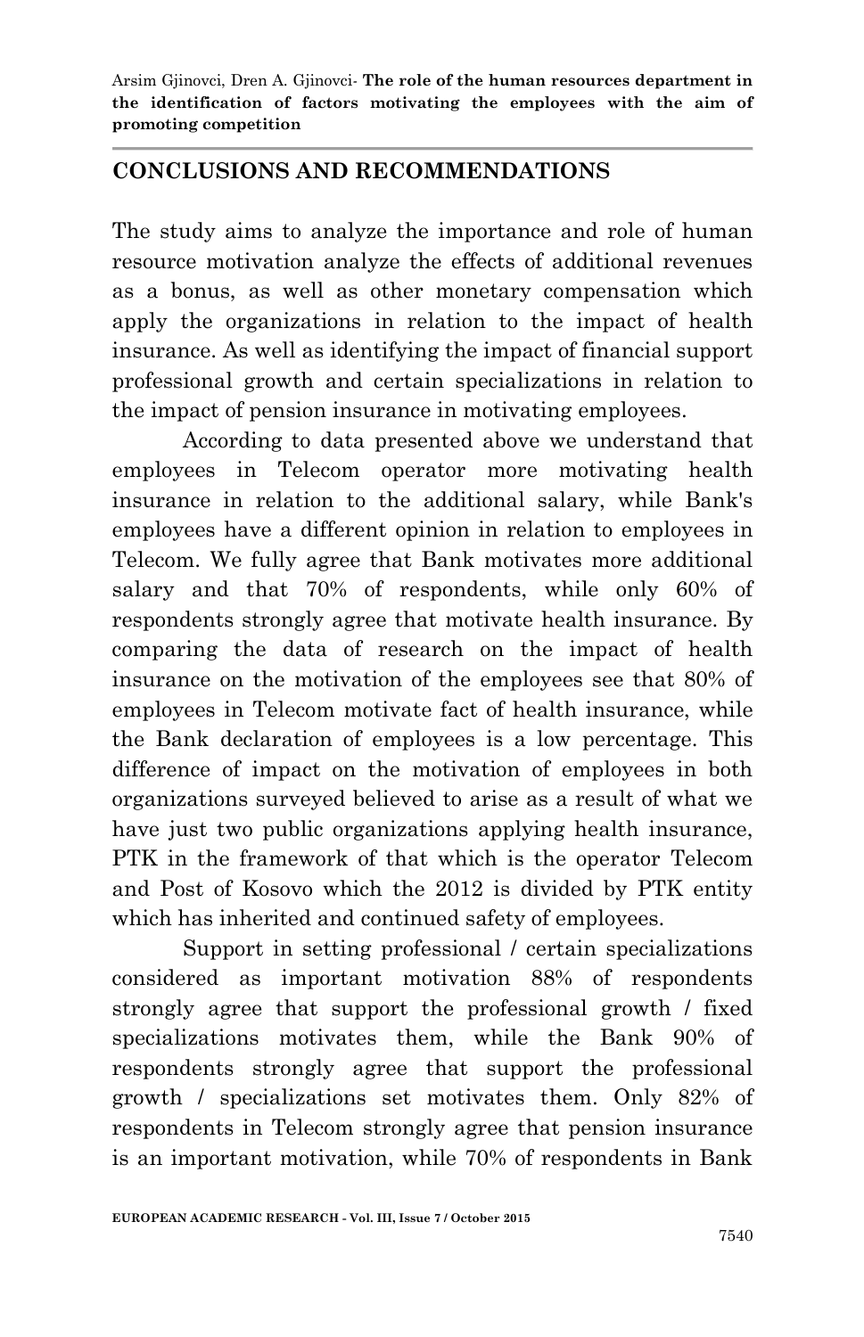## CONCLUSIONS AND RECOMMENDATIONS

The study aims to analyze the importance and role of human resource motivation analyze the effects of additional revenues as a bonus, as well as other monetary compensation which apply the organizations in relation to the impact of health insurance. As well as identifying the impact of financial support professional growth and certain specializations in relation to the impact of pension insurance in motivating employees.

According to data presented above we understand that employees in Telecom operator more motivating health insurance in relation to the additional salary, while Bank's employees have a different opinion in relation to employees in Telecom. We fully agree that Bank motivates more additional salary and that 70% of respondents, while only 60% of respondents strongly agree that motivate health insurance. By comparing the data of research on the impact of health insurance on the motivation of the employees see that 80% of employees in Telecom motivate fact of health insurance, while the Bank declaration of employees is a low percentage. This difference of impact on the motivation of employees in both organizations surveyed believed to arise as a result of what we have just two public organizations applying health insurance, PTK in the framework of that which is the operator Telecom and Post of Kosovo which the 2012 is divided by PTK entity which has inherited and continued safety of employees.

Support in setting professional / certain specializations considered as important motivation 88% of respondents strongly agree that support the professional growth / fixed specializations motivates them, while the Bank 90% of respondents strongly agree that support the professional growth / specializations set motivates them. Only 82% of respondents in Telecom strongly agree that pension insurance is an important motivation, while 70% of respondents in Bank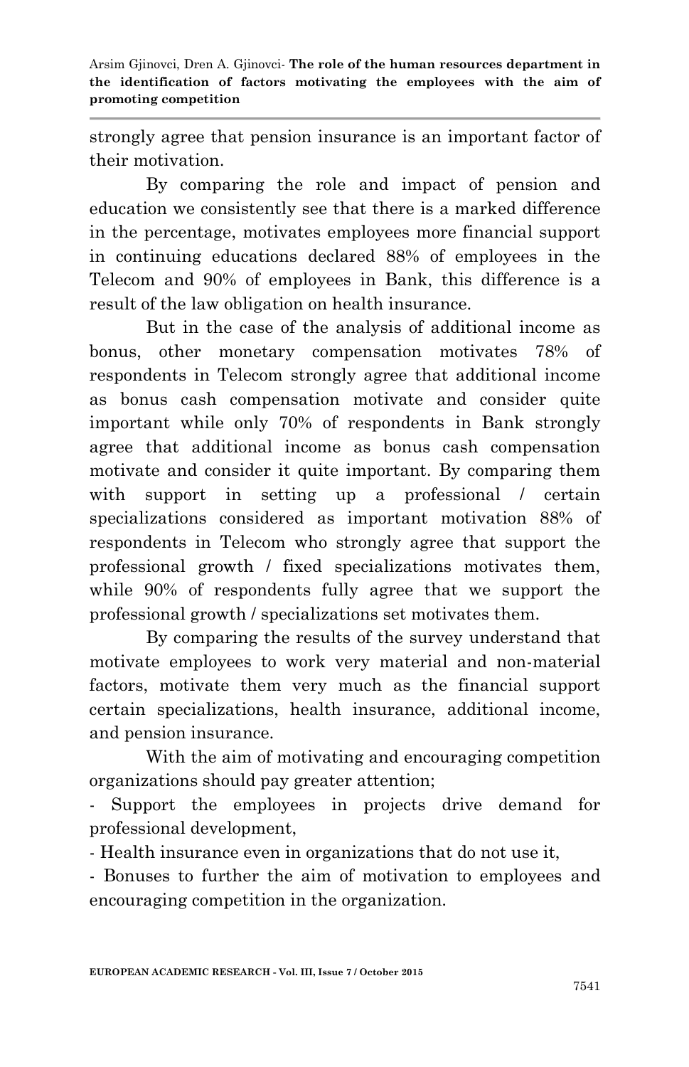strongly agree that pension insurance is an important factor of their motivation.

By comparing the role and impact of pension and education we consistently see that there is a marked difference in the percentage, motivates employees more financial support in continuing educations declared 88% of employees in the Telecom and 90% of employees in Bank, this difference is a result of the law obligation on health insurance.

But in the case of the analysis of additional income as bonus, other monetary compensation motivates 78% of respondents in Telecom strongly agree that additional income as bonus cash compensation motivate and consider quite important while only 70% of respondents in Bank strongly agree that additional income as bonus cash compensation motivate and consider it quite important. By comparing them with support in setting up a professional / certain specializations considered as important motivation 88% of respondents in Telecom who strongly agree that support the professional growth / fixed specializations motivates them, while 90% of respondents fully agree that we support the professional growth / specializations set motivates them.

By comparing the results of the survey understand that motivate employees to work very material and non-material factors, motivate them very much as the financial support certain specializations, health insurance, additional income, and pension insurance.

With the aim of motivating and encouraging competition organizations should pay greater attention;

- Support the employees in projects drive demand for professional development,
- Health insurance even in organizations that do not use it,
- Bonuses to further the aim of motivation to employees and encouraging competition in the organization.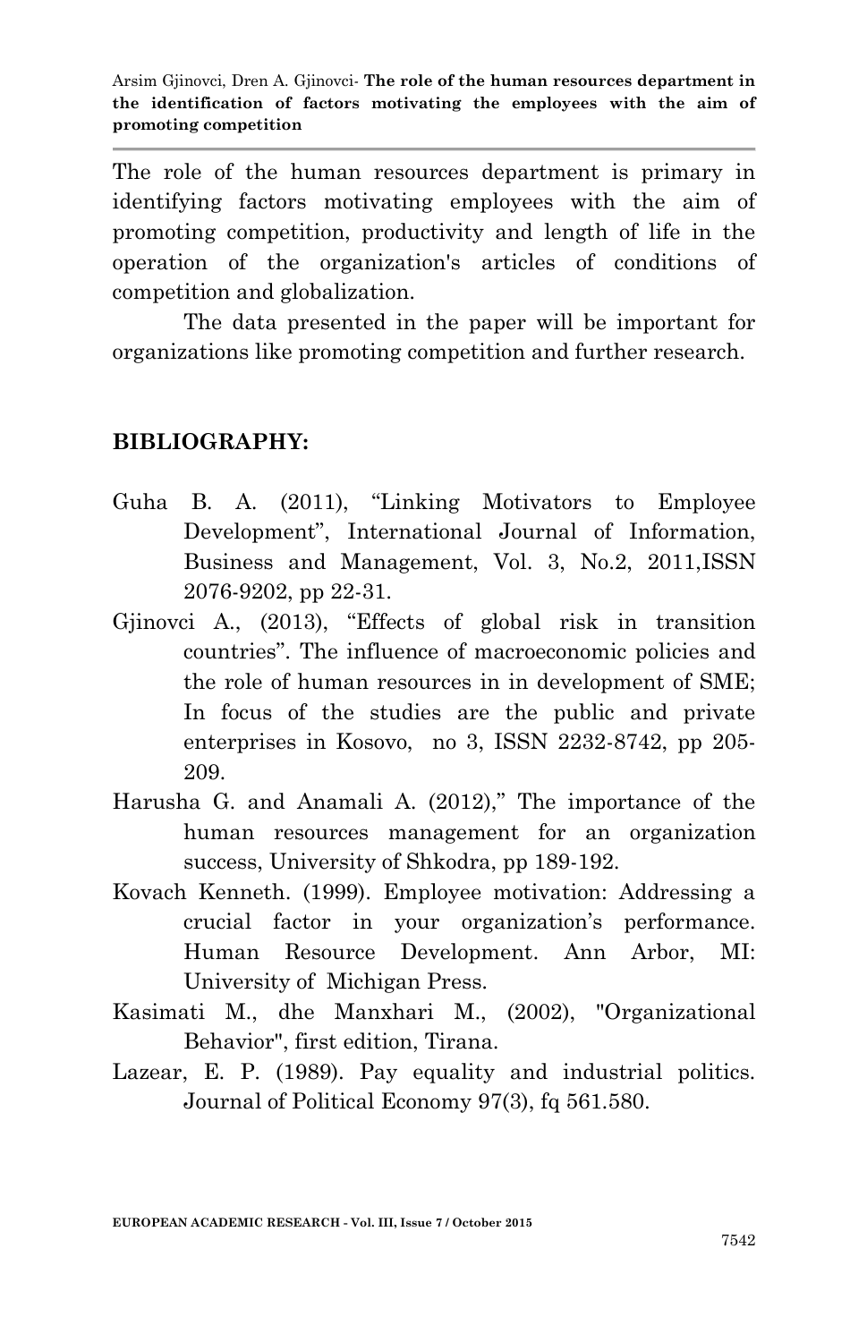The role of the human resources department is primary in identifying factors motivating employees with the aim of promoting competition, productivity and length of life in the operation of the organization's articles of conditions of competition and globalization.

The data presented in the paper will be important for organizations like promoting competition and further research.

## BIBLIOGRAPHY:

Guha B. A. (2011), "Linking Motivators to Employee Development", International Journal of Information, Business and Management, Vol. 3, No.2, 2011,ISSN 2076-9202, pp 22-31.

Gjinovci A., (2013), "Effects of global risk in transition countries". The influence of macroeconomic policies and the role of human resources in in development of SME; In focus of the studies are the public and private enterprises in Kosovo, no 3, ISSN 2232-8742, pp 205-209.

Harusha G. and Anamali A. (2012)," The importance of the human resources management for an organization success, University of Shkodra, pp 189-192.

Kovach Kenneth. (1999). Employee motivation: Addressing a crucial factor in your organization's performance. Human Resource Development. Ann Arbor, MI: University of Manchigan Press.

Kasimati M., dhe Manxhari M., (2002), "Organizational Behavior", first edition, Tirana.

Lazear, E. P. (1989). Pay equality and industrial politics. Journal of Political Economy 97(3), fq 561.580.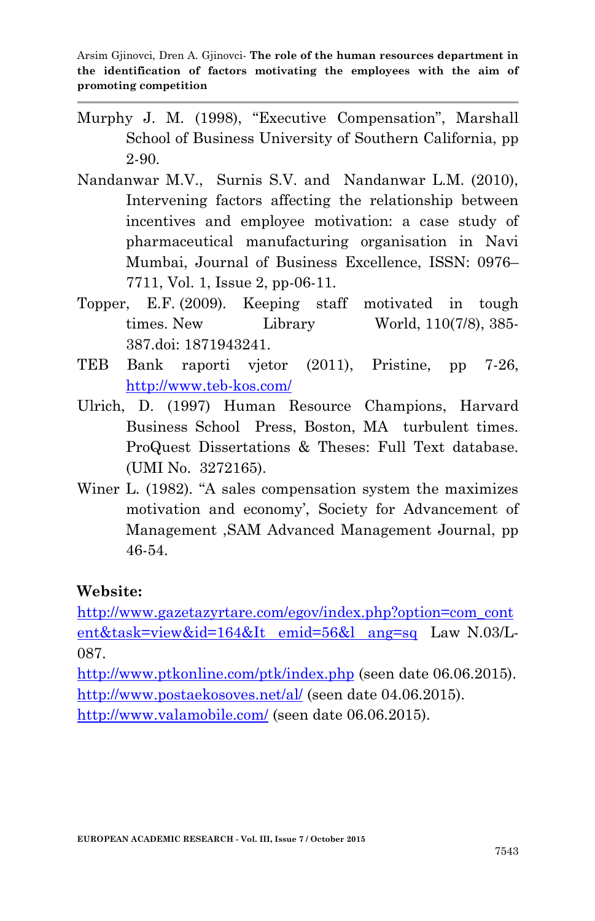Murphy J. M. (1998), “Executive Compensation”, Marshall School of Business University of Southern California, pp 2-90.

Nandanwar M.V., Surnis S.V. and Nandanwar L.M. (2010), Intervening factors affecting the relationship between incentives and employee motivation: a case study of pharmaceutical manufacturing organisation in Navi Mumbai, Journal of Business Excellence, ISSN: 0976–7711, Vol. 1, Issue 2, pp-06-11.

Topper, E.F. (2009). Keeping staff motivated in tough times. New Library World, 110(7/8), 385-387.doi: 1871943241.

TEB Bank raporti vjetor (2011), Pristine, pp 7-26, http://www.teb-kos.com/

Ulrich, D. (1997) Human Resource Champions, Harvard Business School Press, Boston, MA turbulent times. ProQuest Dissertations & Theses: Full Text database. (UMI No. 3272165).

Winer L. (1982). “A sales compensation system the maximizes motivation and economy’, Society for Advancement of Management ,SAM Advanced Management Journal, pp 46-54.

**Website:**

http://www.gazetazyrtare.com/egov/index.php?option=com_content&task=view&id=164&It emid=56&l ang=sq Law N.03/L-087.

http://www.ptkonline.com/ptk/index.php (seen date 06.06.2015).

http://www.postaekosoves.net/al/ (seen date 04.06.2015).

http://www.valamobile.com/ (seen date 06.06.2015).